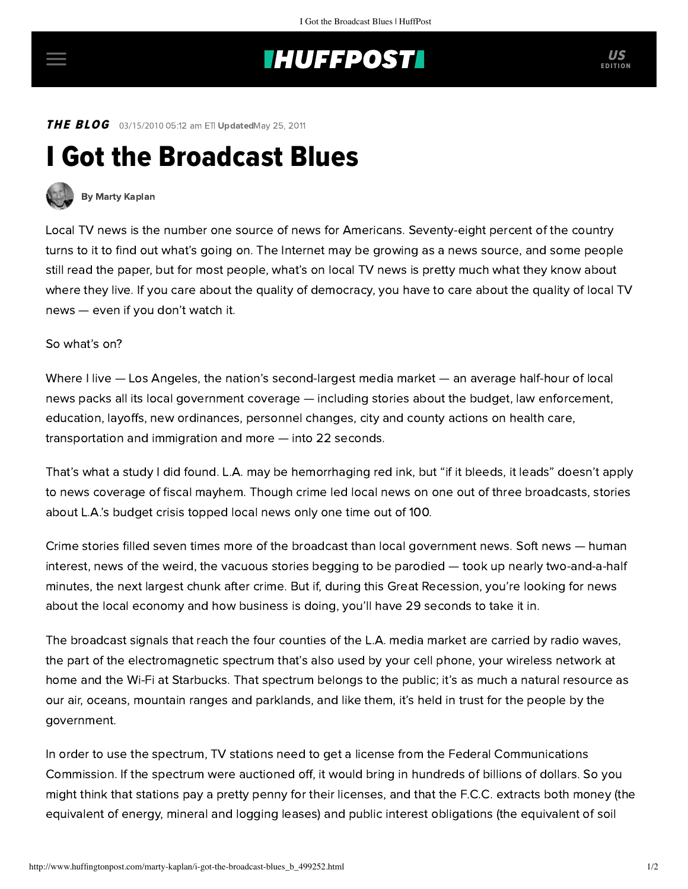**THE BLOG** 03/15/2010 05:12 am ET | **Updated** May 25, 2011

# I Got the Broadcast Blues

By Marty Kaplan

Local TV news is the number one source of news for Americans. Seventy-eight percent of the country turns to it to find out what's going on. The Internet may be growing as a news source, and some people still read the paper, but for most people, what's on local TV news is pretty much what they know about where they live. If you care about the quality of democracy, you have to care about the quality of local TV news — even if you don't watch it.

So what's on?

Where I live — Los Angeles, the nation's second-largest media market — an average half-hour of local news packs all its local government coverage — including stories about the budget, law enforcement, education, layoffs, new ordinances, personnel changes, city and county actions on health care, transportation and immigration and more — into 22 seconds.

That's what a study I did found. L.A. may be hemorrhaging red ink, but "if it bleeds, it leads" doesn't apply to news coverage of fiscal mayhem. Though crime led local news on one out of three broadcasts, stories about L.A.'s budget crisis topped local news only one time out of 100.

Crime stories filled seven times more of the broadcast than local government news. Soft news — human interest, news of the weird, the vacuous stories begging to be parodied — took up nearly two-and-a-half minutes, the next largest chunk after crime. But if, during this Great Recession, you're looking for news about the local economy and how business is doing, you'll have 29 seconds to take it in.

The broadcast signals that reach the four counties of the L.A. media market are carried by radio waves, the part of the electromagnetic spectrum that's also used by your cell phone, your wireless network at home and the Wi-Fi at Starbucks. That spectrum belongs to the public; it's as much a natural resource as our air, oceans, mountain ranges and parklands, and like them, it's held in trust for the people by the government.

In order to use the spectrum, TV stations need to get a license from the Federal Communications Commission. If the spectrum were auctioned off, it would bring in hundreds of billions of dollars. So you might think that stations pay a pretty penny for their licenses, and that the F.C.C. extracts both money (the equivalent of energy, mineral and logging leases) and public interest obligations (the equivalent of soil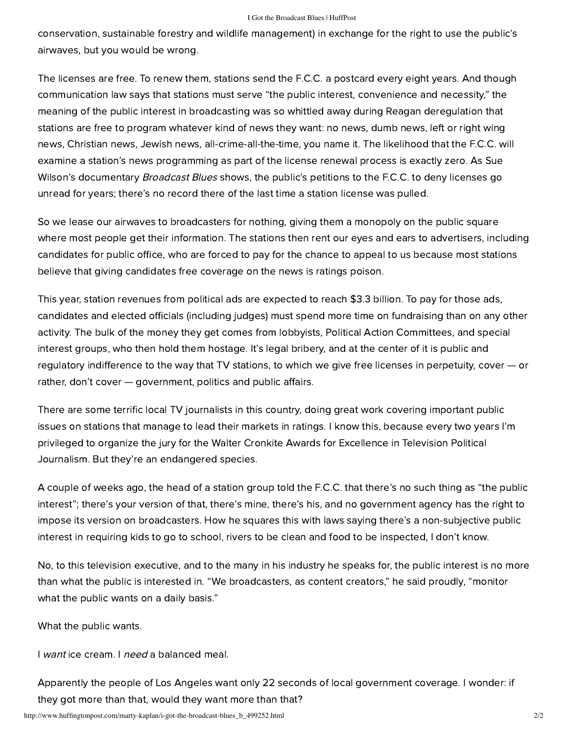conservation, sustainable forestry and wildlife management) in exchange for the right to use the public's airwaves, but you would be wrong.

The licenses are free. To renew them, stations send the F.C.C. a postcard every eight years. And though communication law says that stations must serve "the public interest, convenience and necessity," the meaning of the public interest in broadcasting was so whittled away during Reagan deregulation that stations are free to program whatever kind of news they want: no news, dumb news, left or right wing news, Christian news, Jewish news, all-crime-all-the-time, you name it. The likelihood that the F.C.C. will examine a station's news programming as part of the license renewal process is exactly zero. As Sue Wilson's documentary *Broadcast Blues* shows, the public's petitions to the F.C.C. to deny licenses go unread for years; there's no record there of the last time a station license was pulled.

So we lease our airwaves to broadcasters for nothing, giving them a monopoly on the public square where most people get their information. The stations then rent our eyes and ears to advertisers, including candidates for public office, who are forced to pay for the chance to appeal to us because most stations believe that giving candidates free coverage on the news is ratings poison.

This year, station revenues from political ads are expected to reach $3.3 billion. To pay for those ads, candidates and elected officials (including judges) must spend more time on fundraising than on any other activity. The bulk of the money they get comes from lobbyists, Political Action Committees, and special interest groups, who then hold them hostage. It's legal bribery, and at the center of it is public and regulatory indifference to the way that TV stations, to which we give free licenses in perpetuity, cover — or rather, don't cover — government, politics and public affairs.

There are some terrific local TV journalists in this country, doing great work covering important public issues on stations that manage to lead their markets in ratings. I know this, because every two years I'm privileged to organize the jury for the Walter Cronkite Awards for Excellence in Television Political Journalism. But they're an endangered species.

A couple of weeks ago, the head of a station group told the F.C.C. that there's no such thing as "the public interest"; there's your version of that, there's mine, there's his, and no government agency has the right to impose its version on broadcasters. How he squares this with laws saying there's a non-subjective public interest in requiring kids to go to school, rivers to be clean and food to be inspected, I don't know.

No, to this television executive, and to the many in his industry he speaks for, the public interest is no more than what the public is interested in. "We broadcasters, as content creators," he said proudly, "monitor what the public wants on a daily basis."

What the public wants.

I *want* ice cream. I *need* a balanced meal.

Apparently the people of Los Angeles want only 22 seconds of local government coverage. I wonder: if they got more than that, would they want more than that?